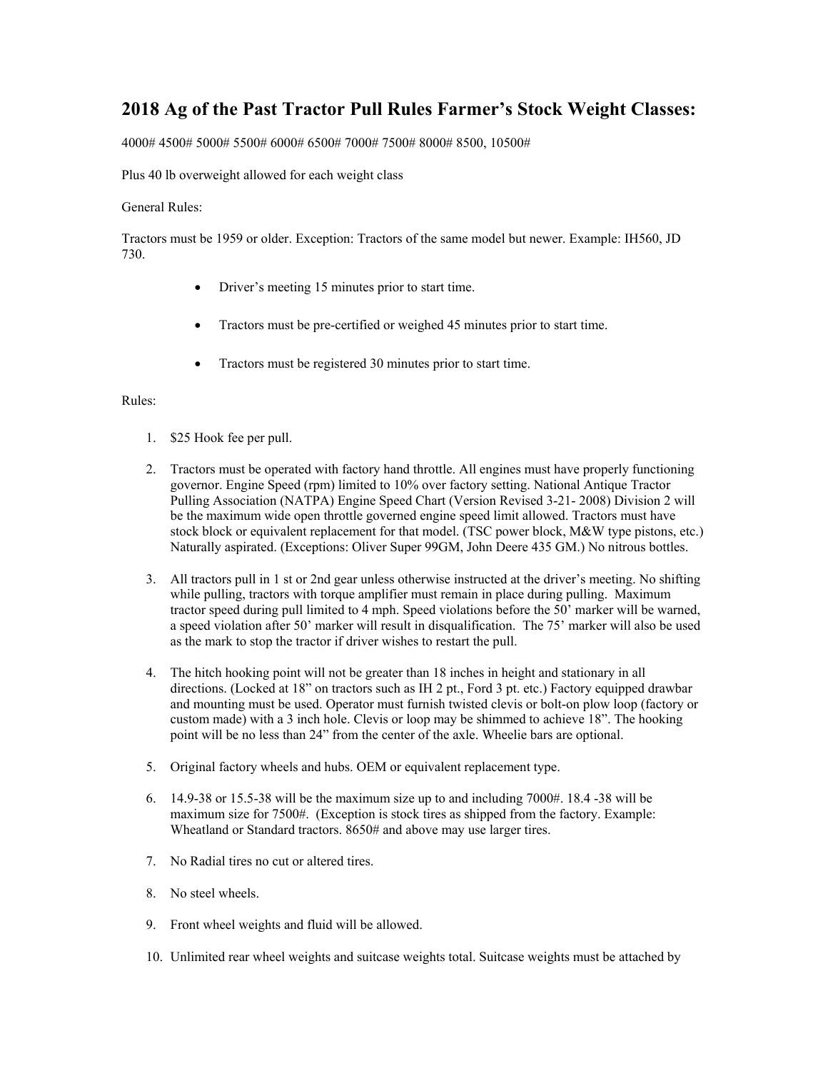## 2018 Ag of the Past Tractor Pull Rules Farmer's Stock Weight Classes:

4000# 4500# 5000# 5500# 6000# 6500# 7000# 7500# 8000# 8500, 10500#

Plus 40 lb overweight allowed for each weight class

General Rules:

Tractors must be 1959 or older. Exception: Tractors of the same model but newer. Example: IH560, JD 730.

- Driver's meeting 15 minutes prior to start time.
- Tractors must be pre-certified or weighed 45 minutes prior to start time.
- Tractors must be registered 30 minutes prior to start time.

Rules:

1. $25 Hook fee per pull.
2. Tractors must be operated with factory hand throttle. All engines must have properly functioning governor. Engine Speed (rpm) limited to 10% over factory setting. National Antique Tractor Pulling Association (NATPA) Engine Speed Chart (Version Revised 3-21- 2008) Division 2 will be the maximum wide open throttle governed engine speed limit allowed. Tractors must have stock block or equivalent replacement for that model. (TSC power block, M&W type pistons, etc.) Naturally aspirated. (Exceptions: Oliver Super 99GM, John Deere 435 GM.) No nitrous bottles.
3. All tractors pull in 1 st or 2nd gear unless otherwise instructed at the driver's meeting. No shifting while pulling, tractors with torque amplifier must remain in place during pulling. Maximum tractor speed during pull limited to 4 mph. Speed violations before the 50' marker will be warned, a speed violation after 50' marker will result in disqualification. The 75' marker will also be used as the mark to stop the tractor if driver wishes to restart the pull.
4. The hitch hooking point will not be greater than 18 inches in height and stationary in all directions. (Locked at 18" on tractors such as IH 2 pt., Ford 3 pt. etc.) Factory equipped drawbar and mounting must be used. Operator must furnish twisted clevis or bolt-on plow loop (factory or custom made) with a 3 inch hole. Clevis or loop may be shimmed to achieve 18". The hooking point will be no less than 24" from the center of the axle. Wheelie bars are optional.
5. Original factory wheels and hubs. OEM or equivalent replacement type.
6. 14.9-38 or 15.5-38 will be the maximum size up to and including 7000#. 18.4 -38 will be maximum size for 7500#. (Exception is stock tires as shipped from the factory. Example: Wheatland or Standard tractors. 8650# and above may use larger tires.
7. No Radial tires no cut or altered tires.
8. No steel wheels.
9. Front wheel weights and fluid will be allowed.
10. Unlimited rear wheel weights and suitcase weights total. Suitcase weights must be attached by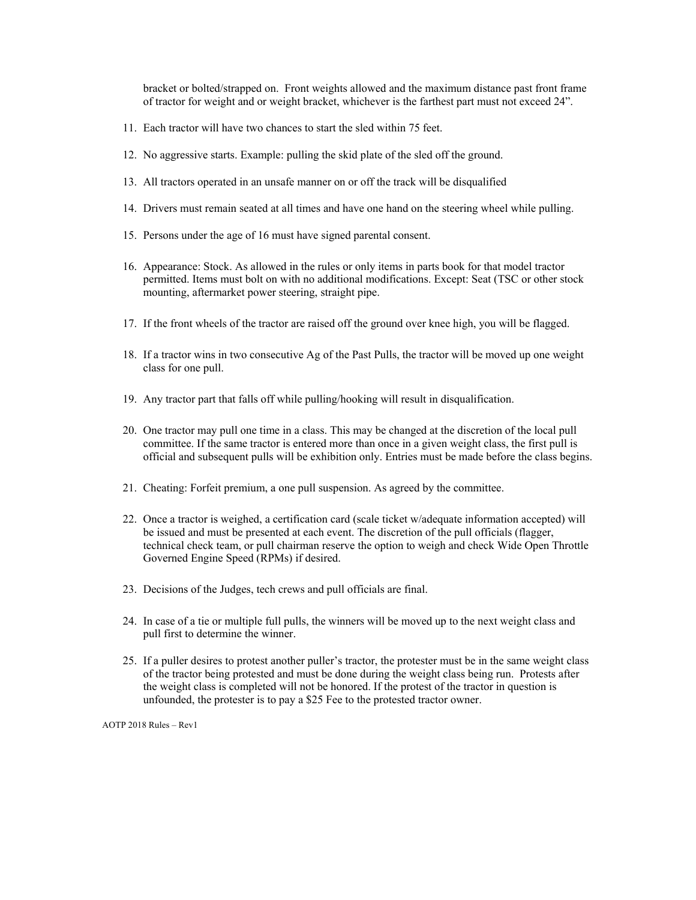bracket or bolted/strapped on. Front weights allowed and the maximum distance past front frame of tractor for weight and or weight bracket, whichever is the farthest part must not exceed 24".

11. Each tractor will have two chances to start the sled within 75 feet.

12. No aggressive starts. Example: pulling the skid plate of the sled off the ground.

13. All tractors operated in an unsafe manner on or off the track will be disqualified

14. Drivers must remain seated at all times and have one hand on the steering wheel while pulling.

15. Persons under the age of 16 must have signed parental consent.

16. Appearance: Stock. As allowed in the rules or only items in parts book for that model tractor permitted. Items must bolt on with no additional modifications. Except: Seat (TSC or other stock mounting, aftermarket power steering, straight pipe.

17. If the front wheels of the tractor are raised off the ground over knee high, you will be flagged.

18. If a tractor wins in two consecutive Ag of the Past Pulls, the tractor will be moved up one weight class for one pull.

19. Any tractor part that falls off while pulling/hooking will result in disqualification.

20. One tractor may pull one time in a class. This may be changed at the discretion of the local pull committee. If the same tractor is entered more than once in a given weight class, the first pull is official and subsequent pulls will be exhibition only. Entries must be made before the class begins.

21. Cheating: Forfeit premium, a one pull suspension. As agreed by the committee.

22. Once a tractor is weighed, a certification card (scale ticket w/adequate information accepted) will be issued and must be presented at each event. The discretion of the pull officials (flagger, technical check team, or pull chairman reserve the option to weigh and check Wide Open Throttle Governed Engine Speed (RPMs) if desired.

23. Decisions of the Judges, tech crews and pull officials are final.

24. In case of a tie or multiple full pulls, the winners will be moved up to the next weight class and pull first to determine the winner.

25. If a puller desires to protest another puller's tractor, the protester must be in the same weight class of the tractor being protested and must be done during the weight class being run. Protests after the weight class is completed will not be honored. If the protest of the tractor in question is unfounded, the protester is to pay a $25 Fee to the protested tractor owner.